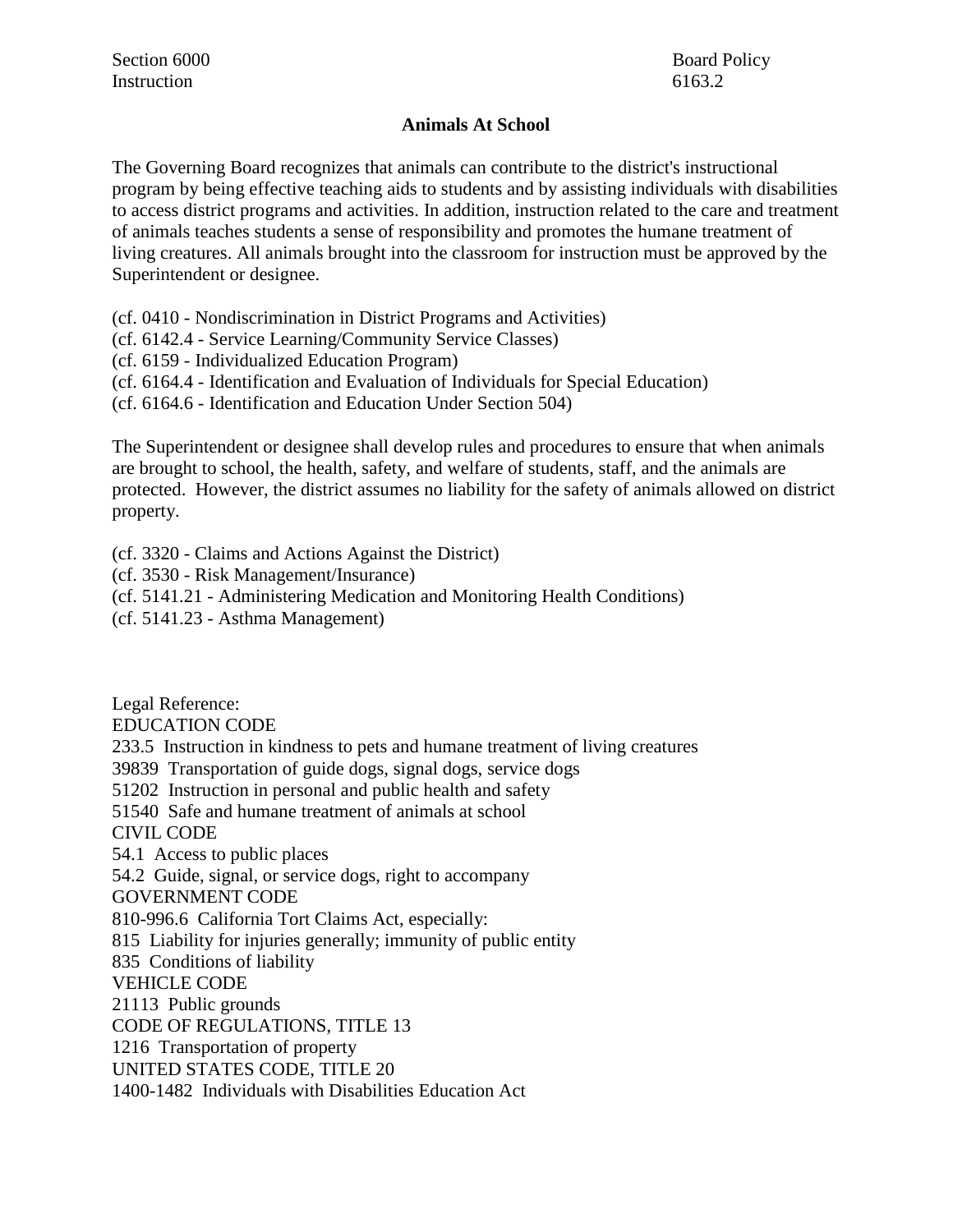Section 6000 Board Policy
Instruction 6163.2

**Animals At School**

The Governing Board recognizes that animals can contribute to the district's instructional program by being effective teaching aids to students and by assisting individuals with disabilities to access district programs and activities. In addition, instruction related to the care and treatment of animals teaches students a sense of responsibility and promotes the humane treatment of living creatures. All animals brought into the classroom for instruction must be approved by the Superintendent or designee.

(cf. 0410 - Nondiscrimination in District Programs and Activities)
(cf. 6142.4 - Service Learning/Community Service Classes)
(cf. 6159 - Individualized Education Program)
(cf. 6164.4 - Identification and Evaluation of Individuals for Special Education)
(cf. 6164.6 - Identification and Education Under Section 504)

The Superintendent or designee shall develop rules and procedures to ensure that when animals are brought to school, the health, safety, and welfare of students, staff, and the animals are protected. However, the district assumes no liability for the safety of animals allowed on district property.

(cf. 3320 - Claims and Actions Against the District)
(cf. 3530 - Risk Management/Insurance)
(cf. 5141.21 - Administering Medication and Monitoring Health Conditions)
(cf. 5141.23 - Asthma Management)

Legal Reference:
EDUCATION CODE
233.5 Instruction in kindness to pets and humane treatment of living creatures
39839 Transportation of guide dogs, signal dogs, service dogs
51202 Instruction in personal and public health and safety
51540 Safe and humane treatment of animals at school
CIVIL CODE
54.1 Access to public places
54.2 Guide, signal, or service dogs, right to accompany
GOVERNMENT CODE
810-996.6 California Tort Claims Act, especially:
815 Liability for injuries generally; immunity of public entity
835 Conditions of liability
VEHICLE CODE
21113 Public grounds
CODE OF REGULATIONS, TITLE 13
1216 Transportation of property
UNITED STATES CODE, TITLE 20
1400-1482 Individuals with Disabilities Education Act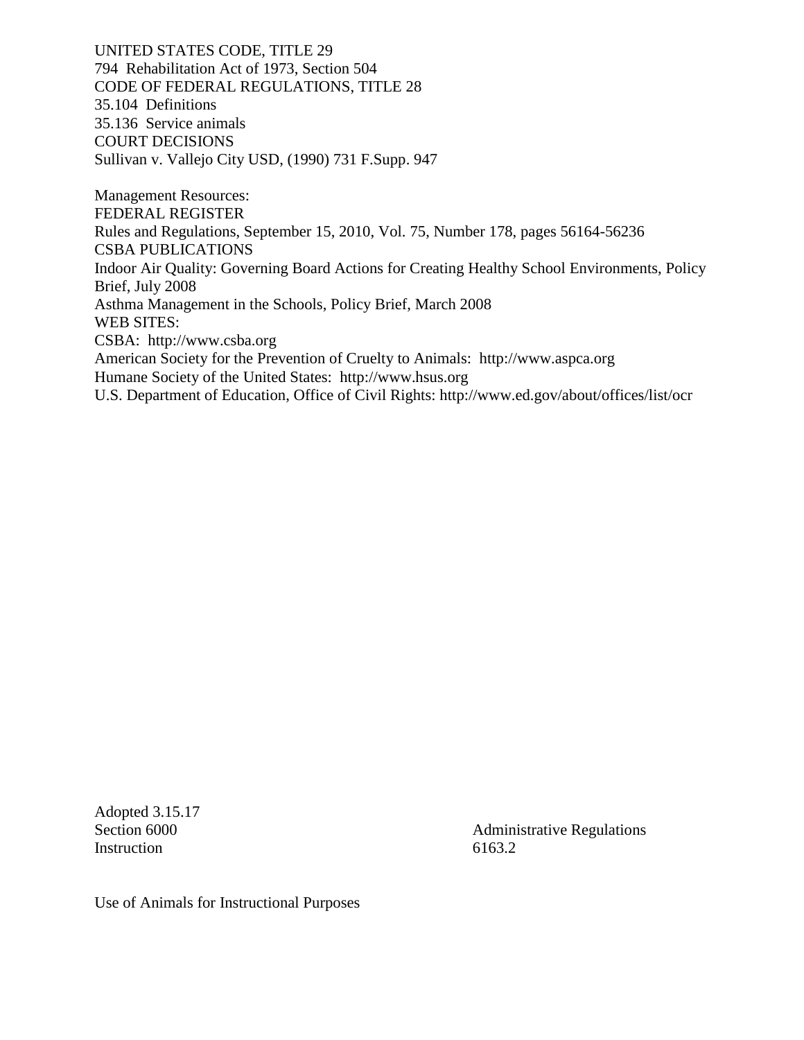UNITED STATES CODE, TITLE 29
794 Rehabilitation Act of 1973, Section 504
CODE OF FEDERAL REGULATIONS, TITLE 28
35.104 Definitions
35.136 Service animals
COURT DECISIONS
Sullivan v. Vallejo City USD, (1990) 731 F.Supp. 947

Management Resources:
FEDERAL REGISTER
Rules and Regulations, September 15, 2010, Vol. 75, Number 178, pages 56164-56236
CSBA PUBLICATIONS
Indoor Air Quality: Governing Board Actions for Creating Healthy School Environments, Policy Brief, July 2008
Asthma Management in the Schools, Policy Brief, March 2008
WEB SITES:
CSBA: http://www.csba.org
American Society for the Prevention of Cruelty to Animals: http://www.aspca.org
Humane Society of the United States: http://www.hsus.org
U.S. Department of Education, Office of Civil Rights: http://www.ed.gov/about/offices/list/ocr

Adopted 3.15.17

Section 6000 Administrative Regulations
Instruction 6163.2

Use of Animals for Instructional Purposes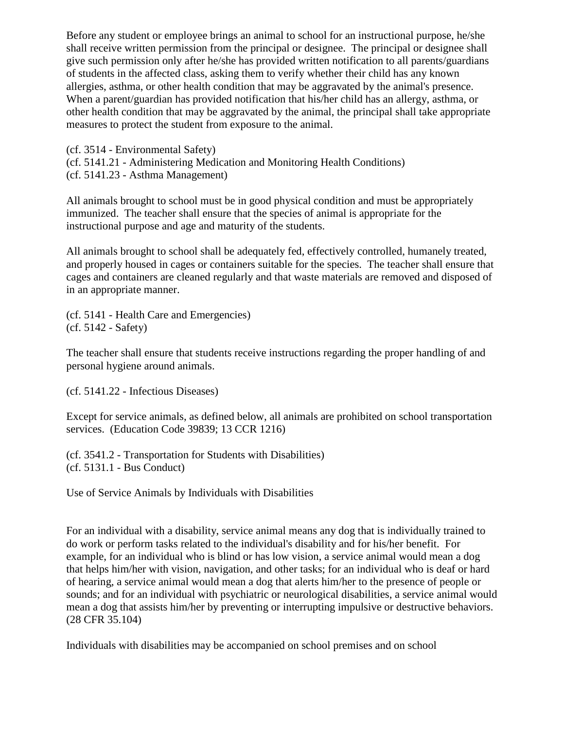Before any student or employee brings an animal to school for an instructional purpose, he/she shall receive written permission from the principal or designee. The principal or designee shall give such permission only after he/she has provided written notification to all parents/guardians of students in the affected class, asking them to verify whether their child has any known allergies, asthma, or other health condition that may be aggravated by the animal's presence. When a parent/guardian has provided notification that his/her child has an allergy, asthma, or other health condition that may be aggravated by the animal, the principal shall take appropriate measures to protect the student from exposure to the animal.

(cf. 3514 - Environmental Safety)
(cf. 5141.21 - Administering Medication and Monitoring Health Conditions)
(cf. 5141.23 - Asthma Management)

All animals brought to school must be in good physical condition and must be appropriately immunized. The teacher shall ensure that the species of animal is appropriate for the instructional purpose and age and maturity of the students.

All animals brought to school shall be adequately fed, effectively controlled, humanely treated, and properly housed in cages or containers suitable for the species. The teacher shall ensure that cages and containers are cleaned regularly and that waste materials are removed and disposed of in an appropriate manner.

(cf. 5141 - Health Care and Emergencies)
(cf. 5142 - Safety)

The teacher shall ensure that students receive instructions regarding the proper handling of and personal hygiene around animals.

(cf. 5141.22 - Infectious Diseases)

Except for service animals, as defined below, all animals are prohibited on school transportation services. (Education Code 39839; 13 CCR 1216)

(cf. 3541.2 - Transportation for Students with Disabilities)
(cf. 5131.1 - Bus Conduct)

Use of Service Animals by Individuals with Disabilities

For an individual with a disability, service animal means any dog that is individually trained to do work or perform tasks related to the individual's disability and for his/her benefit. For example, for an individual who is blind or has low vision, a service animal would mean a dog that helps him/her with vision, navigation, and other tasks; for an individual who is deaf or hard of hearing, a service animal would mean a dog that alerts him/her to the presence of people or sounds; and for an individual with psychiatric or neurological disabilities, a service animal would mean a dog that assists him/her by preventing or interrupting impulsive or destructive behaviors. (28 CFR 35.104)

Individuals with disabilities may be accompanied on school premises and on school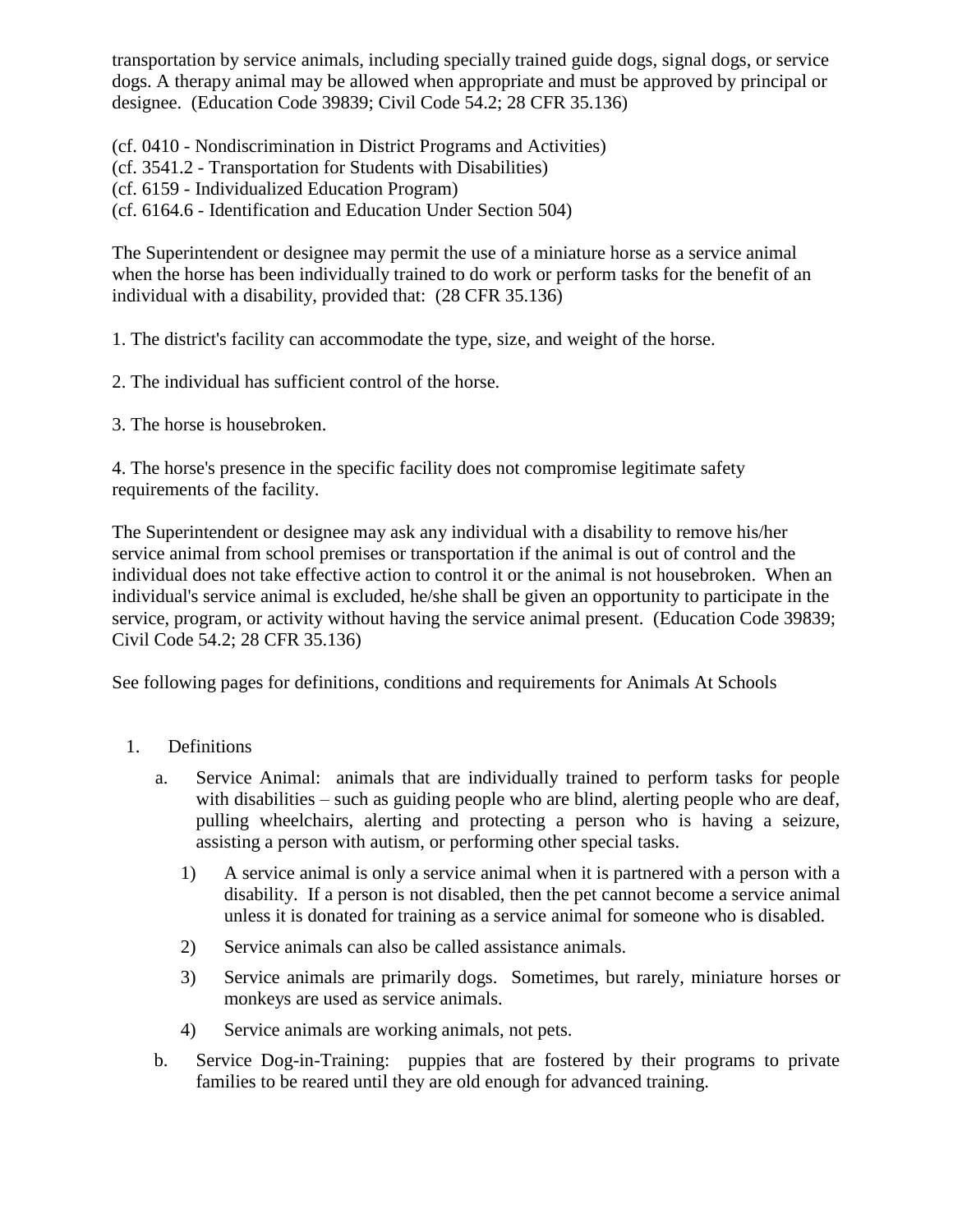transportation by service animals, including specially trained guide dogs, signal dogs, or service dogs. A therapy animal may be allowed when appropriate and must be approved by principal or designee. (Education Code 39839; Civil Code 54.2; 28 CFR 35.136)

(cf. 0410 - Nondiscrimination in District Programs and Activities)
(cf. 3541.2 - Transportation for Students with Disabilities)
(cf. 6159 - Individualized Education Program)
(cf. 6164.6 - Identification and Education Under Section 504)

The Superintendent or designee may permit the use of a miniature horse as a service animal when the horse has been individually trained to do work or perform tasks for the benefit of an individual with a disability, provided that: (28 CFR 35.136)

1. The district's facility can accommodate the type, size, and weight of the horse.

2. The individual has sufficient control of the horse.

3. The horse is housebroken.

4. The horse's presence in the specific facility does not compromise legitimate safety requirements of the facility.

The Superintendent or designee may ask any individual with a disability to remove his/her service animal from school premises or transportation if the animal is out of control and the individual does not take effective action to control it or the animal is not housebroken. When an individual's service animal is excluded, he/she shall be given an opportunity to participate in the service, program, or activity without having the service animal present. (Education Code 39839; Civil Code 54.2; 28 CFR 35.136)

See following pages for definitions, conditions and requirements for Animals At Schools

1. Definitions
   a. Service Animal: animals that are individually trained to perform tasks for people with disabilities – such as guiding people who are blind, alerting people who are deaf, pulling wheelchairs, alerting and protecting a person who is having a seizure, assisting a person with autism, or performing other special tasks.
      1) A service animal is only a service animal when it is partnered with a person with a disability. If a person is not disabled, then the pet cannot become a service animal unless it is donated for training as a service animal for someone who is disabled.
      2) Service animals can also be called assistance animals.
      3) Service animals are primarily dogs. Sometimes, but rarely, miniature horses or monkeys are used as service animals.
      4) Service animals are working animals, not pets.
   b. Service Dog-in-Training: puppies that are fostered by their programs to private families to be reared until they are old enough for advanced training.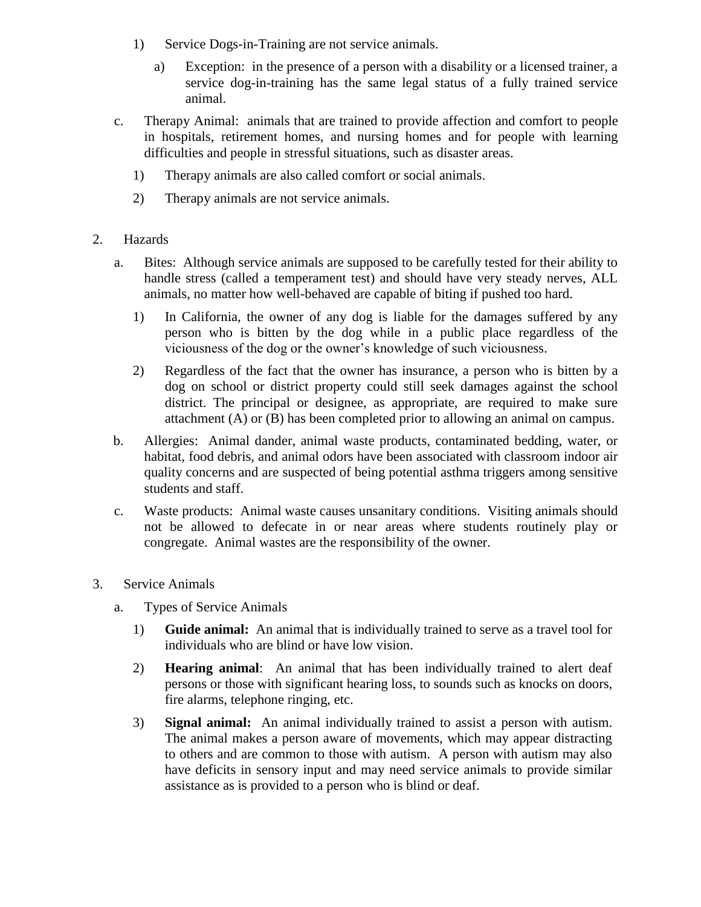1) Service Dogs-in-Training are not service animals.

   a) Exception: in the presence of a person with a disability or a licensed trainer, a service dog-in-training has the same legal status of a fully trained service animal.

c. Therapy Animal: animals that are trained to provide affection and comfort to people in hospitals, retirement homes, and nursing homes and for people with learning difficulties and people in stressful situations, such as disaster areas.

   1) Therapy animals are also called comfort or social animals.

   2) Therapy animals are not service animals.

2. Hazards

   a. Bites: Although service animals are supposed to be carefully tested for their ability to handle stress (called a temperament test) and should have very steady nerves, ALL animals, no matter how well-behaved are capable of biting if pushed too hard.

      1) In California, the owner of any dog is liable for the damages suffered by any person who is bitten by the dog while in a public place regardless of the viciousness of the dog or the owner's knowledge of such viciousness.

      2) Regardless of the fact that the owner has insurance, a person who is bitten by a dog on school or district property could still seek damages against the school district. The principal or designee, as appropriate, are required to make sure attachment (A) or (B) has been completed prior to allowing an animal on campus.

   b. Allergies: Animal dander, animal waste products, contaminated bedding, water, or habitat, food debris, and animal odors have been associated with classroom indoor air quality concerns and are suspected of being potential asthma triggers among sensitive students and staff.

   c. Waste products: Animal waste causes unsanitary conditions. Visiting animals should not be allowed to defecate in or near areas where students routinely play or congregate. Animal wastes are the responsibility of the owner.

3. Service Animals

   a. Types of Service Animals

      1) **Guide animal:** An animal that is individually trained to serve as a travel tool for individuals who are blind or have low vision.

      2) **Hearing animal**: An animal that has been individually trained to alert deaf persons or those with significant hearing loss, to sounds such as knocks on doors, fire alarms, telephone ringing, etc.

      3) **Signal animal:** An animal individually trained to assist a person with autism. The animal makes a person aware of movements, which may appear distracting to others and are common to those with autism. A person with autism may also have deficits in sensory input and may need service animals to provide similar assistance as is provided to a person who is blind or deaf.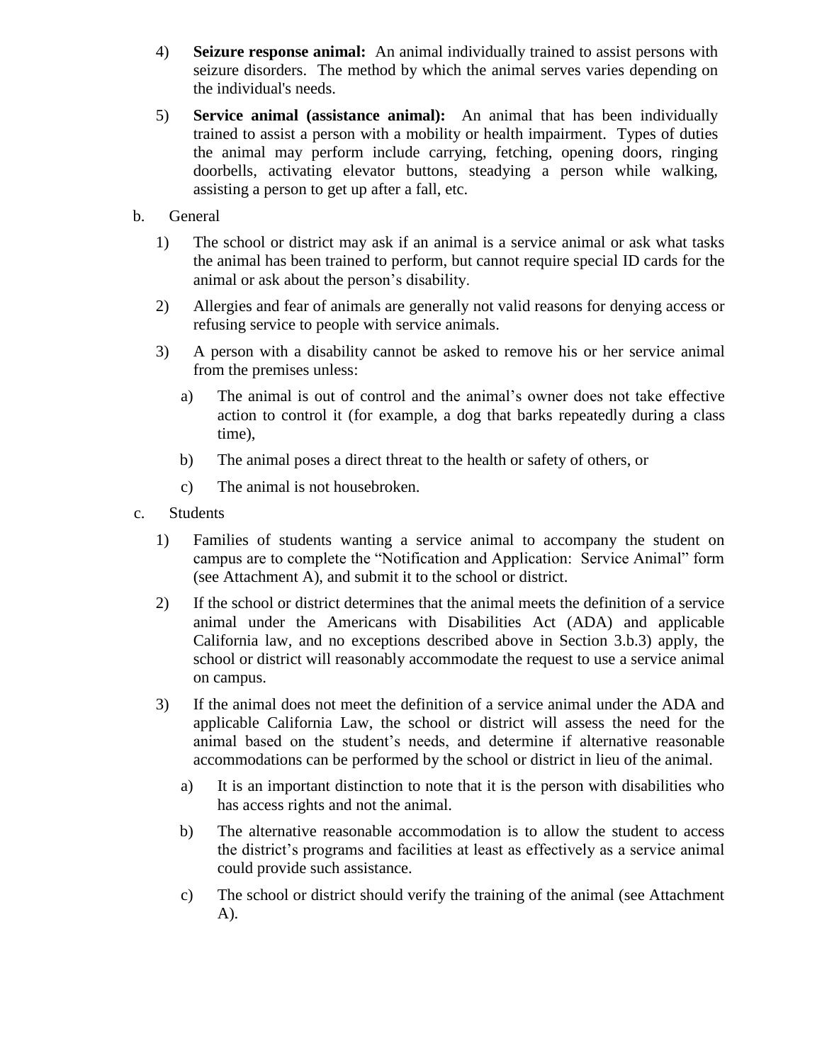4) **Seizure response animal:** An animal individually trained to assist persons with seizure disorders. The method by which the animal serves varies depending on the individual's needs.

5) **Service animal (assistance animal):** An animal that has been individually trained to assist a person with a mobility or health impairment. Types of duties the animal may perform include carrying, fetching, opening doors, ringing doorbells, activating elevator buttons, steadying a person while walking, assisting a person to get up after a fall, etc.

b. General

1) The school or district may ask if an animal is a service animal or ask what tasks the animal has been trained to perform, but cannot require special ID cards for the animal or ask about the person's disability.

2) Allergies and fear of animals are generally not valid reasons for denying access or refusing service to people with service animals.

3) A person with a disability cannot be asked to remove his or her service animal from the premises unless:

   a) The animal is out of control and the animal's owner does not take effective action to control it (for example, a dog that barks repeatedly during a class time),

   b) The animal poses a direct threat to the health or safety of others, or

   c) The animal is not housebroken.

c. Students

1) Families of students wanting a service animal to accompany the student on campus are to complete the "Notification and Application: Service Animal" form (see Attachment A), and submit it to the school or district.

2) If the school or district determines that the animal meets the definition of a service animal under the Americans with Disabilities Act (ADA) and applicable California law, and no exceptions described above in Section 3.b.3) apply, the school or district will reasonably accommodate the request to use a service animal on campus.

3) If the animal does not meet the definition of a service animal under the ADA and applicable California Law, the school or district will assess the need for the animal based on the student's needs, and determine if alternative reasonable accommodations can be performed by the school or district in lieu of the animal.

   a) It is an important distinction to note that it is the person with disabilities who has access rights and not the animal.

   b) The alternative reasonable accommodation is to allow the student to access the district's programs and facilities at least as effectively as a service animal could provide such assistance.

   c) The school or district should verify the training of the animal (see Attachment A).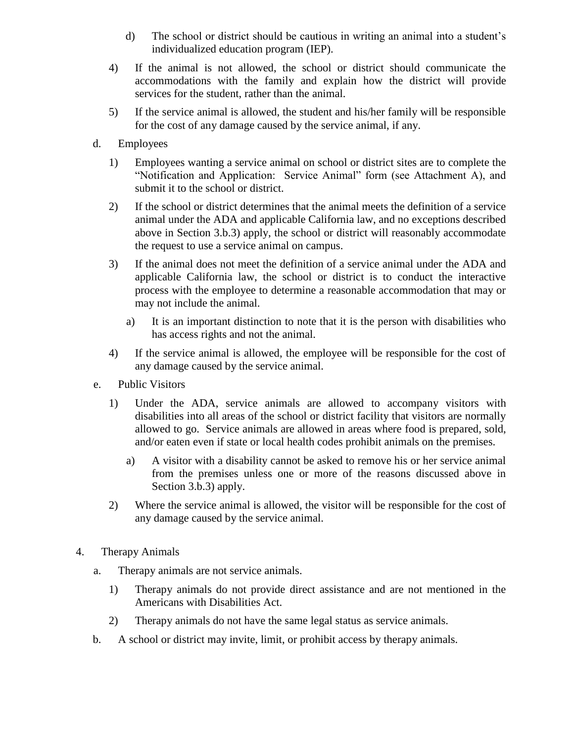d) The school or district should be cautious in writing an animal into a student's individualized education program (IEP).

4) If the animal is not allowed, the school or district should communicate the accommodations with the family and explain how the district will provide services for the student, rather than the animal.

5) If the service animal is allowed, the student and his/her family will be responsible for the cost of any damage caused by the service animal, if any.

d. Employees

1) Employees wanting a service animal on school or district sites are to complete the "Notification and Application: Service Animal" form (see Attachment A), and submit it to the school or district.

2) If the school or district determines that the animal meets the definition of a service animal under the ADA and applicable California law, and no exceptions described above in Section 3.b.3) apply, the school or district will reasonably accommodate the request to use a service animal on campus.

3) If the animal does not meet the definition of a service animal under the ADA and applicable California law, the school or district is to conduct the interactive process with the employee to determine a reasonable accommodation that may or may not include the animal.

a) It is an important distinction to note that it is the person with disabilities who has access rights and not the animal.

4) If the service animal is allowed, the employee will be responsible for the cost of any damage caused by the service animal.

e. Public Visitors

1) Under the ADA, service animals are allowed to accompany visitors with disabilities into all areas of the school or district facility that visitors are normally allowed to go. Service animals are allowed in areas where food is prepared, sold, and/or eaten even if state or local health codes prohibit animals on the premises.

a) A visitor with a disability cannot be asked to remove his or her service animal from the premises unless one or more of the reasons discussed above in Section 3.b.3) apply.

2) Where the service animal is allowed, the visitor will be responsible for the cost of any damage caused by the service animal.

4. Therapy Animals

a. Therapy animals are not service animals.

1) Therapy animals do not provide direct assistance and are not mentioned in the Americans with Disabilities Act.

2) Therapy animals do not have the same legal status as service animals.

b. A school or district may invite, limit, or prohibit access by therapy animals.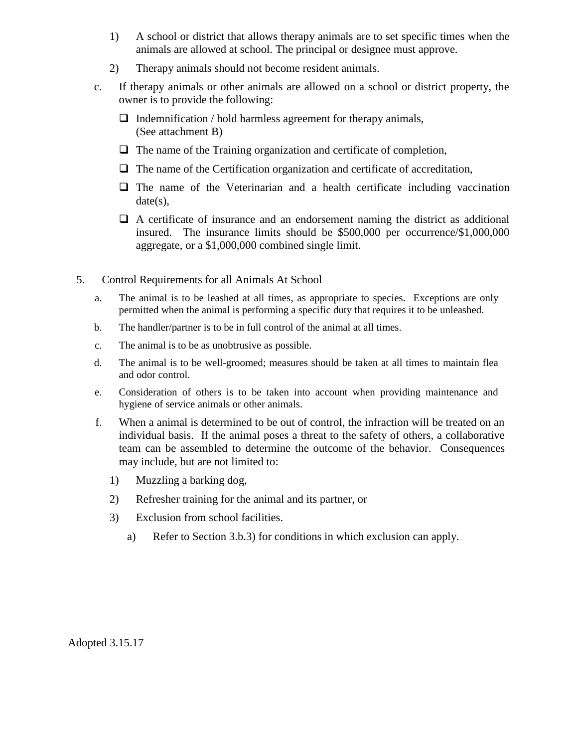1) A school or district that allows therapy animals are to set specific times when the animals are allowed at school. The principal or designee must approve.

2) Therapy animals should not become resident animals.

c. If therapy animals or other animals are allowed on a school or district property, the owner is to provide the following:

- ❑ Indemnification / hold harmless agreement for therapy animals, (See attachment B)
- ❑ The name of the Training organization and certificate of completion,
- ❑ The name of the Certification organization and certificate of accreditation,
- ❑ The name of the Veterinarian and a health certificate including vaccination date(s),
- ❑ A certificate of insurance and an endorsement naming the district as additional insured. The insurance limits should be $500,000 per occurrence/$1,000,000 aggregate, or a $1,000,000 combined single limit.

5. Control Requirements for all Animals At School

a. The animal is to be leashed at all times, as appropriate to species. Exceptions are only permitted when the animal is performing a specific duty that requires it to be unleashed.

b. The handler/partner is to be in full control of the animal at all times.

c. The animal is to be as unobtrusive as possible.

d. The animal is to be well-groomed; measures should be taken at all times to maintain flea and odor control.

e. Consideration of others is to be taken into account when providing maintenance and hygiene of service animals or other animals.

f. When a animal is determined to be out of control, the infraction will be treated on an individual basis. If the animal poses a threat to the safety of others, a collaborative team can be assembled to determine the outcome of the behavior. Consequences may include, but are not limited to:

1) Muzzling a barking dog,

2) Refresher training for the animal and its partner, or

3) Exclusion from school facilities.

a) Refer to Section 3.b.3) for conditions in which exclusion can apply.

Adopted 3.15.17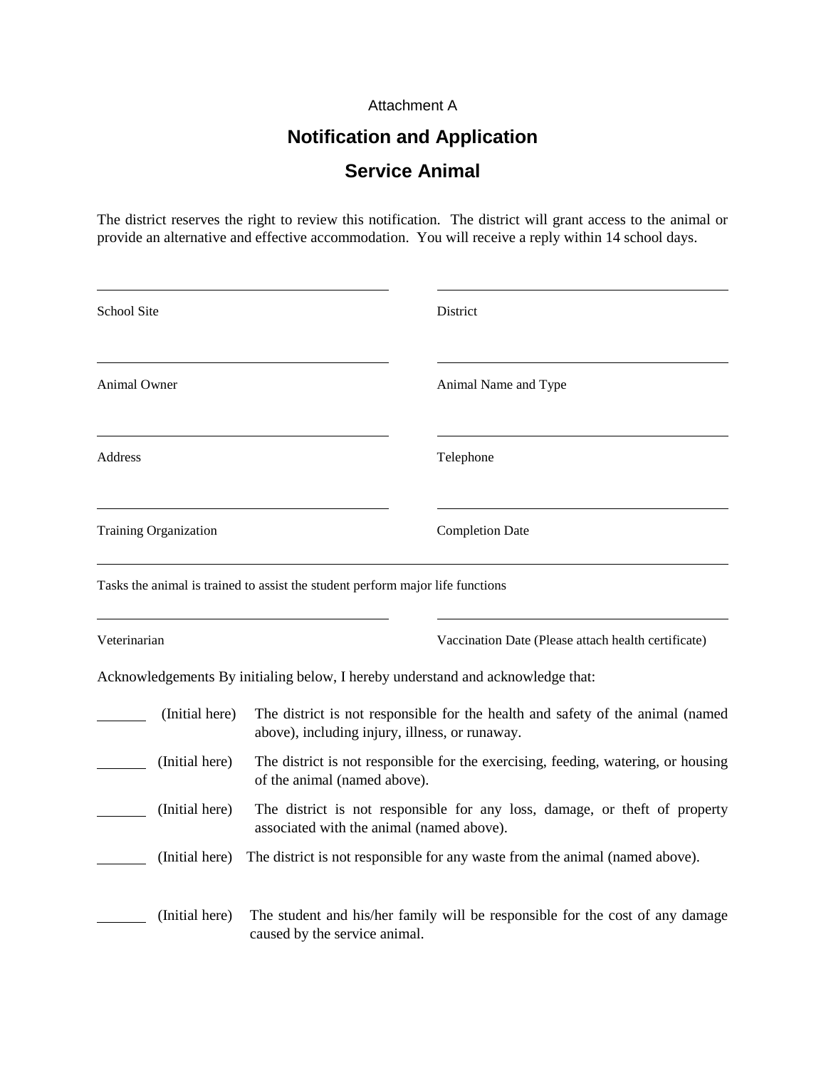Attachment A

# Notification and Application

## Service Animal

The district reserves the right to review this notification. The district will grant access to the animal or provide an alternative and effective accommodation. You will receive a reply within 14 school days.

| | |
|---|---|
| ______________________________ | ______________________________ |
| School Site | District |
| ______________________________ | ______________________________ |
| Animal Owner | Animal Name and Type |
| ______________________________ | ______________________________ |
| Address | Telephone |
| ______________________________ | ______________________________ |
| Training Organization | Completion Date |

____________________________________________________________

Tasks the animal is trained to assist the student perform major life functions

| | |
|---|---|
| ______________________________ | ______________________________ |
| Veterinarian | Vaccination Date (Please attach health certificate) |

Acknowledgements By initialing below, I hereby understand and acknowledge that:

_______ (Initial here) The district is not responsible for the health and safety of the animal (named above), including injury, illness, or runaway.

_______ (Initial here) The district is not responsible for the exercising, feeding, watering, or housing of the animal (named above).

_______ (Initial here) The district is not responsible for any loss, damage, or theft of property associated with the animal (named above).

_______ (Initial here) The district is not responsible for any waste from the animal (named above).

_______ (Initial here) The student and his/her family will be responsible for the cost of any damage caused by the service animal.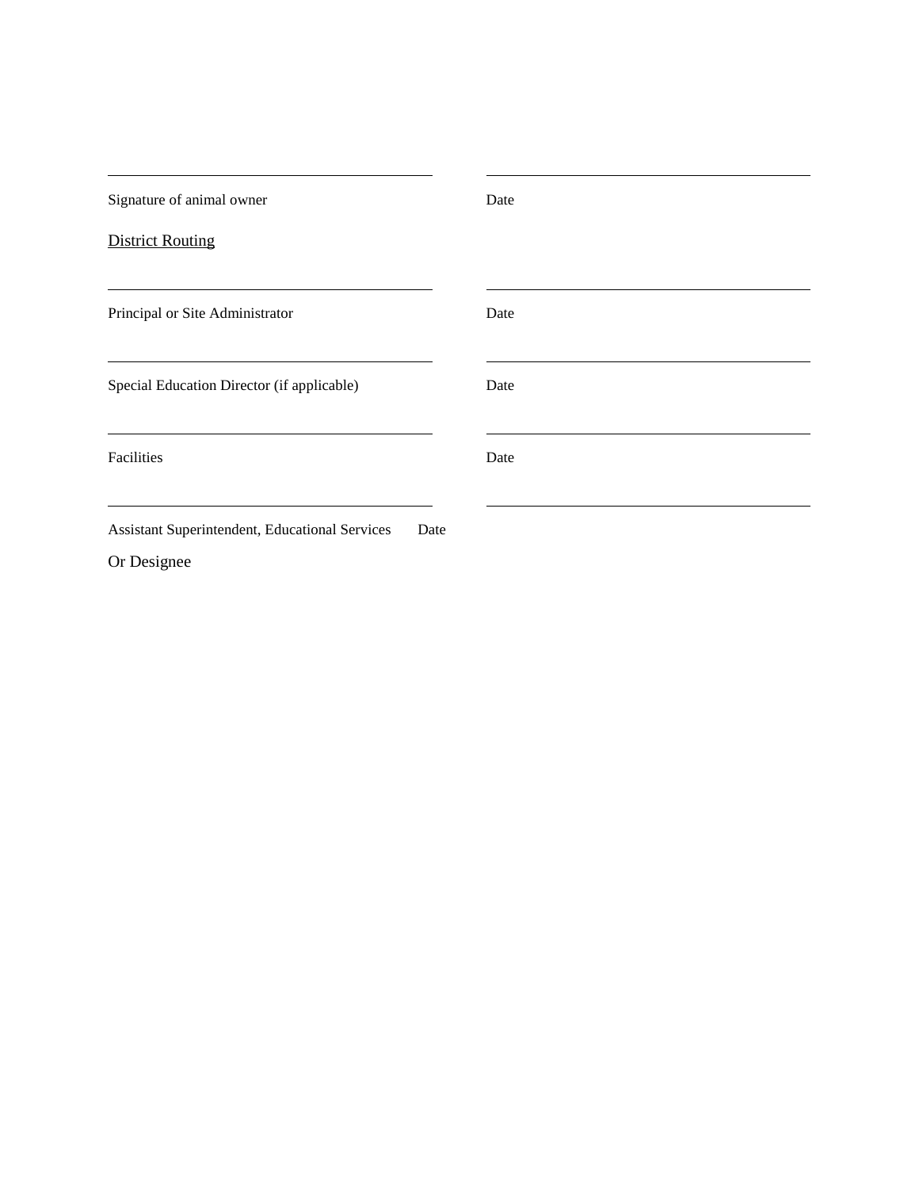\_\_\_\_\_\_\_\_\_\_\_\_\_\_\_\_\_\_\_\_\_\_\_\_\_\_\_\_\_\_\_\_\_\_\_\_\_\_\_\_ \_\_\_\_\_\_\_\_\_\_\_\_\_\_\_\_\_\_\_\_\_\_\_\_\_\_\_\_\_\_\_\_\_\_\_\_\_\_\_\_

Signature of animal owner Date

<u>District Routing</u>

\_\_\_\_\_\_\_\_\_\_\_\_\_\_\_\_\_\_\_\_\_\_\_\_\_\_\_\_\_\_\_\_\_\_\_\_\_\_\_\_ \_\_\_\_\_\_\_\_\_\_\_\_\_\_\_\_\_\_\_\_\_\_\_\_\_\_\_\_\_\_\_\_\_\_\_\_\_\_\_\_

Principal or Site Administrator Date

\_\_\_\_\_\_\_\_\_\_\_\_\_\_\_\_\_\_\_\_\_\_\_\_\_\_\_\_\_\_\_\_\_\_\_\_\_\_\_\_ \_\_\_\_\_\_\_\_\_\_\_\_\_\_\_\_\_\_\_\_\_\_\_\_\_\_\_\_\_\_\_\_\_\_\_\_\_\_\_\_

Special Education Director (if applicable) Date

\_\_\_\_\_\_\_\_\_\_\_\_\_\_\_\_\_\_\_\_\_\_\_\_\_\_\_\_\_\_\_\_\_\_\_\_\_\_\_\_ \_\_\_\_\_\_\_\_\_\_\_\_\_\_\_\_\_\_\_\_\_\_\_\_\_\_\_\_\_\_\_\_\_\_\_\_\_\_\_\_

Facilities Date

\_\_\_\_\_\_\_\_\_\_\_\_\_\_\_\_\_\_\_\_\_\_\_\_\_\_\_\_\_\_\_\_\_\_\_\_\_\_\_\_ \_\_\_\_\_\_\_\_\_\_\_\_\_\_\_\_\_\_\_\_\_\_\_\_\_\_\_\_\_\_\_\_\_\_\_\_\_\_\_\_

Assistant Superintendent, Educational Services Date

Or Designee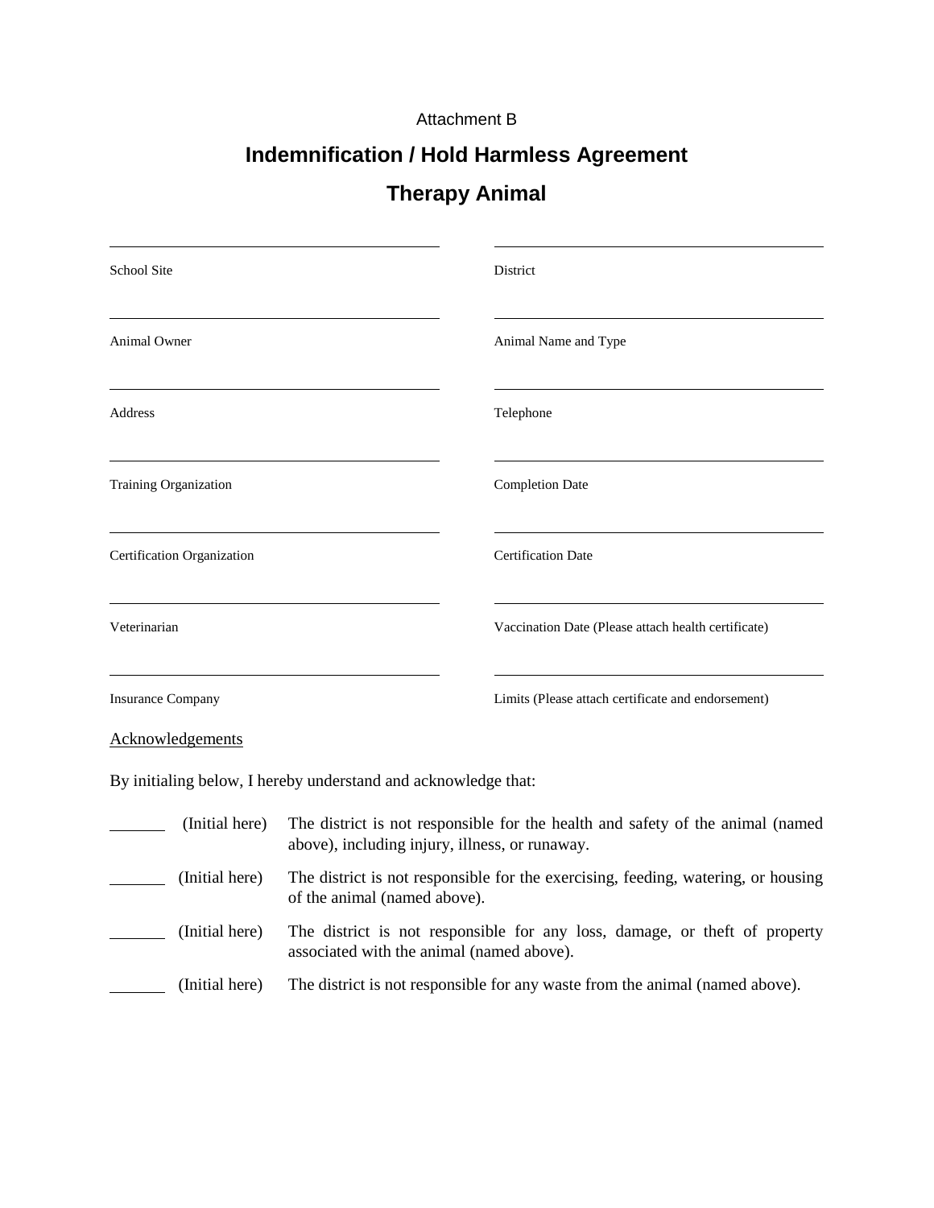Attachment B

# Indemnification / Hold Harmless Agreement

## Therapy Animal

| | |
|---|---|
| School Site | District |
| Animal Owner | Animal Name and Type |
| Address | Telephone |
| Training Organization | Completion Date |
| Certification Organization | Certification Date |
| Veterinarian | Vaccination Date (Please attach health certificate) |
| Insurance Company | Limits (Please attach certificate and endorsement) |

Acknowledgements

By initialing below, I hereby understand and acknowledge that:

_______ (Initial here) The district is not responsible for the health and safety of the animal (named above), including injury, illness, or runaway.

_______ (Initial here) The district is not responsible for the exercising, feeding, watering, or housing of the animal (named above).

_______ (Initial here) The district is not responsible for any loss, damage, or theft of property associated with the animal (named above).

_______ (Initial here) The district is not responsible for any waste from the animal (named above).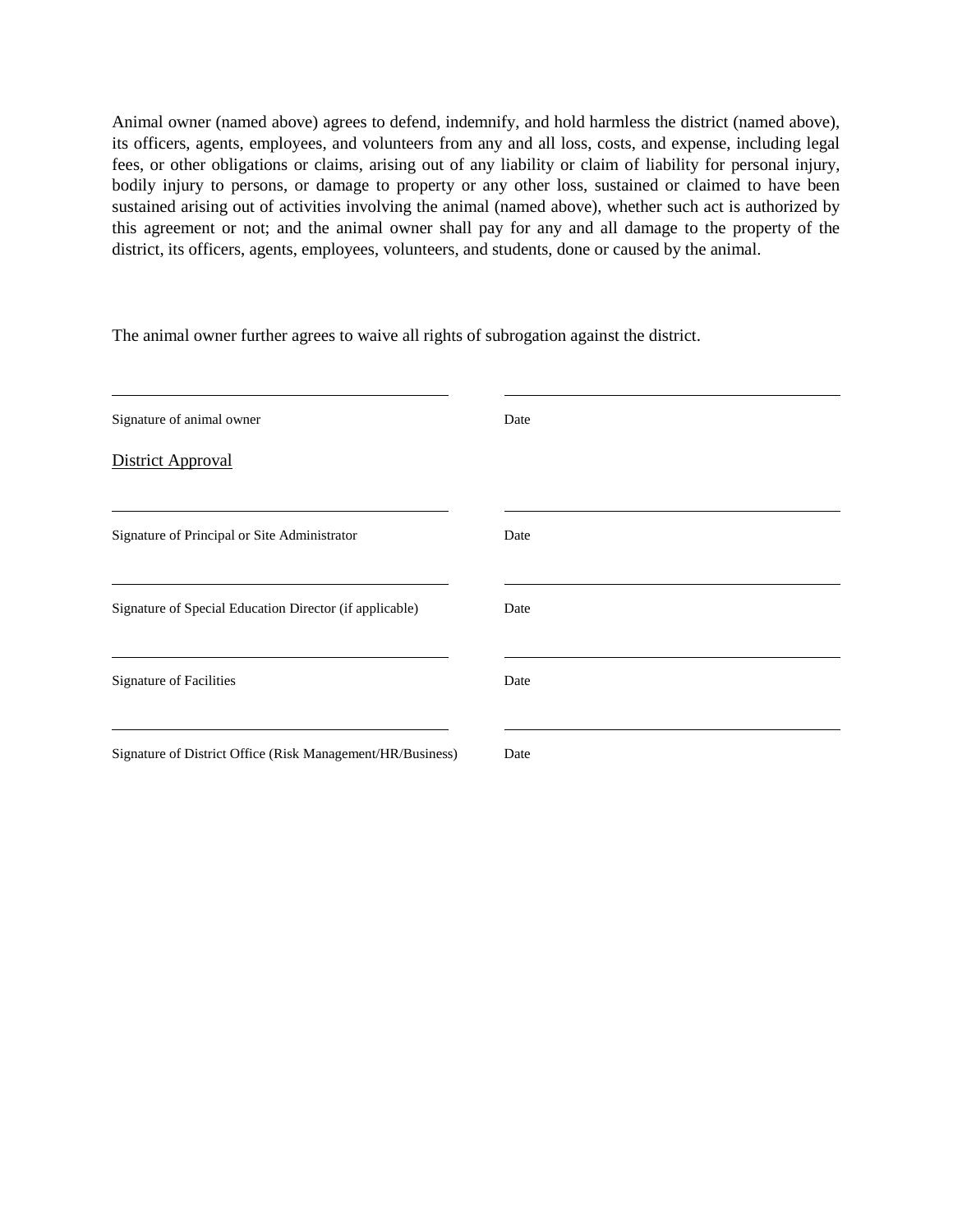Animal owner (named above) agrees to defend, indemnify, and hold harmless the district (named above), its officers, agents, employees, and volunteers from any and all loss, costs, and expense, including legal fees, or other obligations or claims, arising out of any liability or claim of liability for personal injury, bodily injury to persons, or damage to property or any other loss, sustained or claimed to have been sustained arising out of activities involving the animal (named above), whether such act is authorized by this agreement or not; and the animal owner shall pay for any and all damage to the property of the district, its officers, agents, employees, volunteers, and students, done or caused by the animal.

The animal owner further agrees to waive all rights of subrogation against the district.

| | |
|---|---|
| \_\_\_\_\_\_\_\_\_\_\_\_\_\_\_\_\_\_\_\_\_\_\_\_\_\_\_\_\_\_\_\_\_\_\_\_\_\_\_\_ | \_\_\_\_\_\_\_\_\_\_\_\_\_\_\_\_\_\_\_\_\_\_\_\_\_\_\_\_\_\_\_\_\_\_\_\_\_\_\_\_ |
| Signature of animal owner | Date |

<u>District Approval</u>

| | |
|---|---|
| \_\_\_\_\_\_\_\_\_\_\_\_\_\_\_\_\_\_\_\_\_\_\_\_\_\_\_\_\_\_\_\_\_\_\_\_\_\_\_\_ | \_\_\_\_\_\_\_\_\_\_\_\_\_\_\_\_\_\_\_\_\_\_\_\_\_\_\_\_\_\_\_\_\_\_\_\_\_\_\_\_ |
| Signature of Principal or Site Administrator | Date |
| \_\_\_\_\_\_\_\_\_\_\_\_\_\_\_\_\_\_\_\_\_\_\_\_\_\_\_\_\_\_\_\_\_\_\_\_\_\_\_\_ | \_\_\_\_\_\_\_\_\_\_\_\_\_\_\_\_\_\_\_\_\_\_\_\_\_\_\_\_\_\_\_\_\_\_\_\_\_\_\_\_ |
| Signature of Special Education Director (if applicable) | Date |
| \_\_\_\_\_\_\_\_\_\_\_\_\_\_\_\_\_\_\_\_\_\_\_\_\_\_\_\_\_\_\_\_\_\_\_\_\_\_\_\_ | \_\_\_\_\_\_\_\_\_\_\_\_\_\_\_\_\_\_\_\_\_\_\_\_\_\_\_\_\_\_\_\_\_\_\_\_\_\_\_\_ |
| Signature of Facilities | Date |
| \_\_\_\_\_\_\_\_\_\_\_\_\_\_\_\_\_\_\_\_\_\_\_\_\_\_\_\_\_\_\_\_\_\_\_\_\_\_\_\_ | \_\_\_\_\_\_\_\_\_\_\_\_\_\_\_\_\_\_\_\_\_\_\_\_\_\_\_\_\_\_\_\_\_\_\_\_\_\_\_\_ |
| Signature of District Office (Risk Management/HR/Business) | Date |